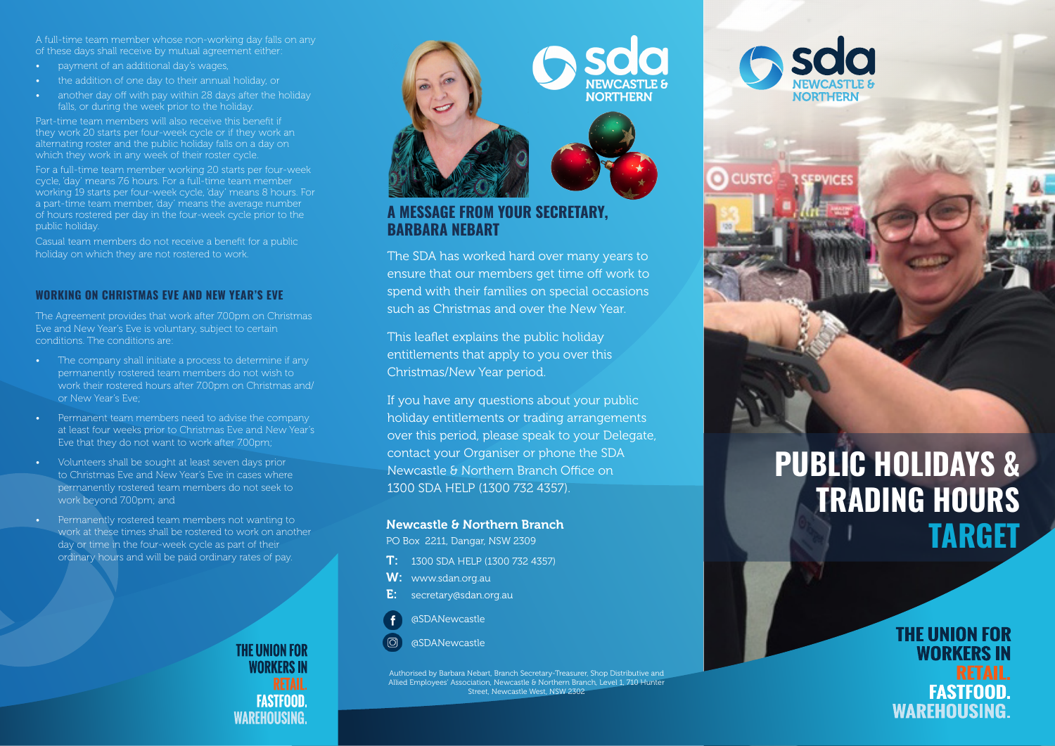A full-time team member whose non-working day falls on any of these days shall receive by mutual agreement either:

- payment of an additional day's wages,
- the addition of one day to their annual holiday, or
- another day off with pay within 28 days after the holiday falls, or during the week prior to the holiday.

Part-time team members will also receive this benefit if they work 20 starts per four-week cycle or if they work an alternating roster and the public holiday falls on a day on which they work in any week of their roster cycle.

For a full-time team member working 20 starts per four-week cycle, 'day' means 7.6 hours. For a full-time team member working 19 starts per four-week cycle, 'day' means 8 hours. For a part-time team member, 'day' means the average number of hours rostered per day in the four-week cycle prior to the public holiday.

Casual team members do not receive a benefit for a public holiday on which they are not rostered to work.

### WORKING ON CHRISTMAS EVE AND NEW YEAR'S EVE

The Agreement provides that work after 7.00pm on Christmas Eve and New Year's Eve is voluntary, subject to certain conditions. The conditions are:

- The company shall initiate a process to determine if any permanently rostered team members do not wish to work their rostered hours after 7.00pm on Christmas and/or New Year's Eve;
- Permanent team members need to advise the company at least four weeks prior to Christmas Eve and New Year's Eve that they do not want to work after 7.00pm;
- Volunteers shall be sought at least seven days prior to Christmas Eve and New Year's Eve in cases where permanently rostered team members do not seek to work beyond 7.00pm; and
- Permanently rostered team members not wanting to work at these times shall be rostered to work on another day or time in the four-week cycle as part of their ordinary hours and will be paid ordinary rates of pay.

THE UNION FOR WORKERS IN RETAIL. FASTFOOD. WAREHOUSING.

sda NEWCASTLE & NORTHERN

## A MESSAGE FROM YOUR SECRETARY, BARBARA NEBART

The SDA has worked hard over many years to ensure that our members get time off work to spend with their families on special occasions such as Christmas and over the New Year.

This leaflet explains the public holiday entitlements that apply to you over this Christmas/New Year period.

If you have any questions about your public holiday entitlements or trading arrangements over this period, please speak to your Delegate, contact your Organiser or phone the SDA Newcastle & Northern Branch Office on 1300 SDA HELP (1300 732 4357).

**Newcastle & Northern Branch**

PO Box 2211, Dangar, NSW 2309

**T:** 1300 SDA HELP (1300 732 4357)

**W:** www.sdan.org.au

**E:** secretary@sdan.org.au

@SDANewcastle

@SDANewcastle

Authorised by Barbara Nebart, Branch Secretary-Treasurer, Shop Distributive and Allied Employees' Association, Newcastle & Northern Branch, Level 1, 710 Hunter Street, Newcastle West, NSW 2302

sda NEWCASTLE & NORTHERN

# PUBLIC HOLIDAYS & TRADING HOURS TARGET

THE UNION FOR WORKERS IN RETAIL. FASTFOOD. WAREHOUSING.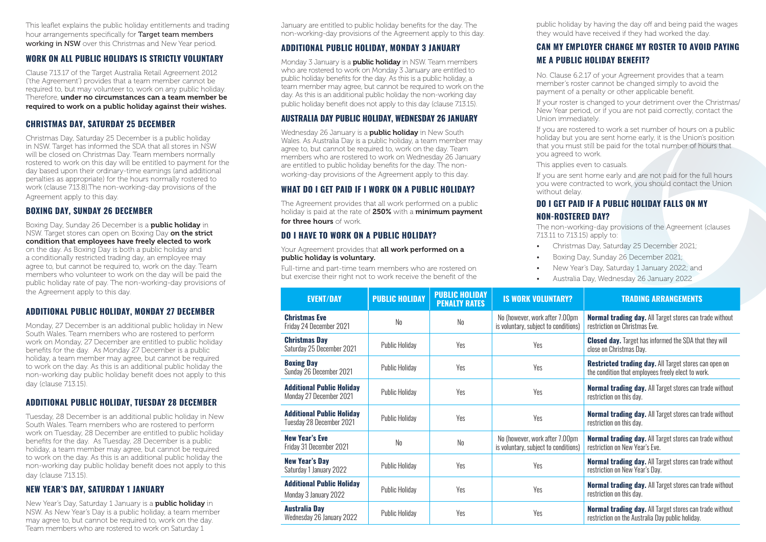This leaflet explains the public holiday entitlements and trading hour arrangements specifically for **Target team members working in NSW** over this Christmas and New Year period.

## WORK ON ALL PUBLIC HOLIDAYS IS STRICTLY VOLUNTARY

Clause 7.13.17 of the Target Australia Retail Agreement 2012 ('the Agreement') provides that a team member cannot be required to, but may volunteer to, work on any public holiday. Therefore, **under no circumstances can a team member be required to work on a public holiday against their wishes.**

## CHRISTMAS DAY, SATURDAY 25 DECEMBER

Christmas Day, Saturday 25 December is a public holiday in NSW. Target has informed the SDA that all stores in NSW will be closed on Christmas Day. Team members normally rostered to work on this day will be entitled to payment for the day based upon their ordinary-time earnings (and additional penalties as appropriate) for the hours normally rostered to work (clause 7.13.8).The non-working-day provisions of the Agreement apply to this day.

## BOXING DAY, SUNDAY 26 DECEMBER

Boxing Day, Sunday 26 December is a **public holiday** in NSW. Target stores can open on Boxing Day **on the strict condition that employees have freely elected to work** on the day. As Boxing Day is both a public holiday and a conditionally restricted trading day, an employee may agree to, but cannot be required to, work on the day. Team members who volunteer to work on the day will be paid the public holiday rate of pay. The non-working-day provisions of the Agreement apply to this day.

## ADDITIONAL PUBLIC HOLIDAY, MONDAY 27 DECEMBER

Monday, 27 December is an additional public holiday in New South Wales. Team members who are rostered to perform work on Monday, 27 December are entitled to public holiday benefits for the day. As Monday 27 December is a public holiday, a team member may agree, but cannot be required to work on the day. As this is an additional public holiday the non-working day public holiday benefit does not apply to this day (clause 7.13.15).

## ADDITIONAL PUBLIC HOLIDAY, TUESDAY 28 DECEMBER

Tuesday, 28 December is an additional public holiday in New South Wales. Team members who are rostered to perform work on Tuesday, 28 December are entitled to public holiday benefits for the day. As Tuesday, 28 December is a public holiday, a team member may agree, but cannot be required to work on the day. As this is an additional public holiday the non-working day public holiday benefit does not apply to this day (clause 7.13.15).

## NEW YEAR'S DAY, SATURDAY 1 JANUARY

New Year's Day, Saturday 1 January is a **public holiday** in NSW. As New Year's Day is a public holiday, a team member may agree to, but cannot be required to, work on the day. Team members who are rostered to work on Saturday 1 January are entitled to public holiday benefits for the day. The non-working-day provisions of the Agreement apply to this day.

## ADDITIONAL PUBLIC HOLIDAY, MONDAY 3 JANUARY

Monday 3 January is a **public holiday** in NSW. Team members who are rostered to work on Monday 3 January are entitled to public holiday benefits for the day. As this is a public holiday, a team member may agree, but cannot be required to work on the day. As this is an additional public holiday the non-working day public holiday benefit does not apply to this day (clause 7.13.15).

## AUSTRALIA DAY PUBLIC HOLIDAY, WEDNESDAY 26 JANUARY

Wednesday 26 January is a **public holiday** in New South Wales. As Australia Day is a public holiday, a team member may agree to, but cannot be required to, work on the day. Team members who are rostered to work on Wednesday 26 January are entitled to public holiday benefits for the day. The non-working-day provisions of the Agreement apply to this day.

## WHAT DO I GET PAID IF I WORK ON A PUBLIC HOLIDAY?

The Agreement provides that all work performed on a public holiday is paid at the rate of **250%** with a **minimum payment for three hours** of work.

## DO I HAVE TO WORK ON A PUBLIC HOLIDAY?

Your Agreement provides that **all work performed on a public holiday is voluntary.**

Full-time and part-time team members who are rostered on but exercise their right not to work receive the benefit of the public holiday by having the day off and being paid the wages they would have received if they had worked the day.

## CAN MY EMPLOYER CHANGE MY ROSTER TO AVOID PAYING ME A PUBLIC HOLIDAY BENEFIT?

No. Clause 6.2.17 of your Agreement provides that a team member's roster cannot be changed simply to avoid the payment of a penalty or other applicable benefit.

If your roster is changed to your detriment over the Christmas/New Year period, or if you are not paid correctly, contact the Union immediately.

If you are rostered to work a set number of hours on a public holiday but you are sent home early, it is the Union's position that you must still be paid for the total number of hours that you agreed to work.

This applies even to casuals.

If you are sent home early and are not paid for the full hours you were contracted to work, you should contact the Union without delay.

## DO I GET PAID IF A PUBLIC HOLIDAY FALLS ON MY NON-ROSTERED DAY?

The non-working-day provisions of the Agreement (clauses 7.13.11 to 7.13.15) apply to:

- Christmas Day, Saturday 25 December 2021;
- Boxing Day, Sunday 26 December 2021;
- New Year's Day, Saturday 1 January 2022; and
- Australia Day, Wednesday 26 January 2022

| EVENT/DAY | PUBLIC HOLIDAY | PUBLIC HOLIDAY PENALTY RATES | IS WORK VOLUNTARY? | TRADING ARRANGEMENTS |
|---|---|---|---|---|
| **Christmas Eve** Friday 24 December 2021 | No | No | No (however, work after 7.00pm is voluntary, subject to conditions) | **Normal trading day.** All Target stores can trade without restriction on Christmas Eve. |
| **Christmas Day** Saturday 25 December 2021 | Public Holiday | Yes | Yes | **Closed day.** Target has informed the SDA that they will close on Christmas Day. |
| **Boxing Day** Sunday 26 December 2021 | Public Holiday | Yes | Yes | **Restricted trading day.** All Target stores can open on the condition that employees freely elect to work. |
| **Additional Public Holiday** Monday 27 December 2021 | Public Holiday | Yes | Yes | **Normal trading day.** All Target stores can trade without restriction on this day. |
| **Additional Public Holiday** Tuesday 28 December 2021 | Public Holiday | Yes | Yes | **Normal trading day.** All Target stores can trade without restriction on this day. |
| **New Year's Eve** Friday 31 December 2021 | No | No | No (however, work after 7.00pm is voluntary, subject to conditions) | **Normal trading day.** All Target stores can trade without restriction on New Year's Eve. |
| **New Year's Day** Saturday 1 January 2022 | Public Holiday | Yes | Yes | **Normal trading day.** All Target stores can trade without restriction on New Year's Day. |
| **Additional Public Holiday** Monday 3 January 2022 | Public Holiday | Yes | Yes | **Normal trading day.** All Target stores can trade without restriction on this day. |
| **Australia Day** Wednesday 26 January 2022 | Public Holiday | Yes | Yes | **Normal trading day.** All Target stores can trade without restriction on the Australia Day public holiday. |